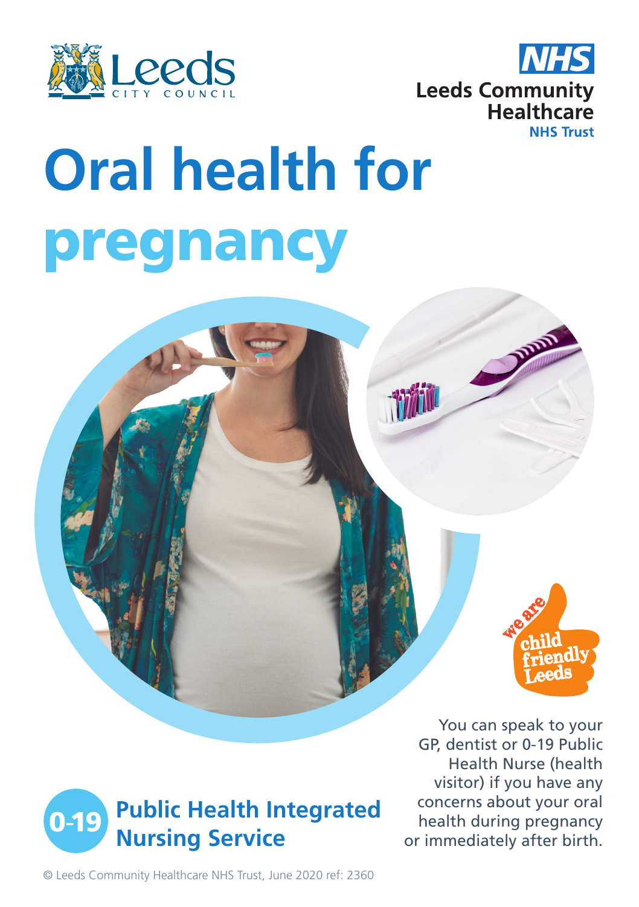Leeds City Council

NHS Leeds Community Healthcare NHS Trust

# Oral health for pregnancy

we are child friendly Leeds

You can speak to your GP, dentist or 0-19 Public Health Nurse (health visitor) if you have any concerns about your oral health during pregnancy or immediately after birth.

**0-19 Public Health Integrated Nursing Service**

© Leeds Community Healthcare NHS Trust, June 2020 ref: 2360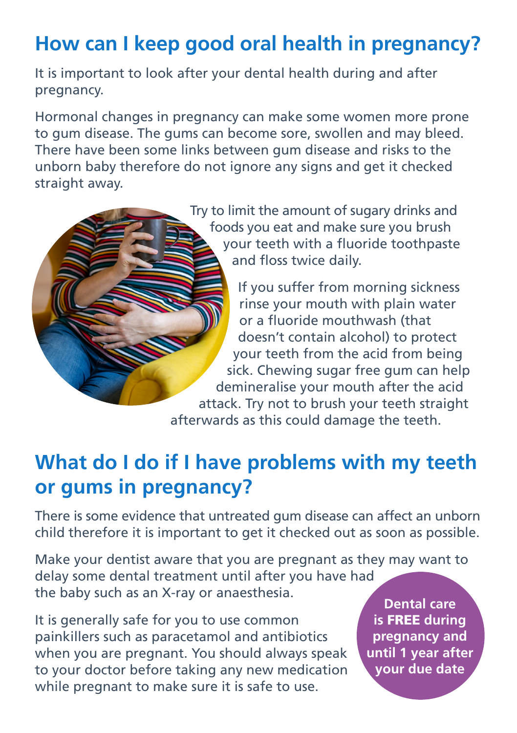## How can I keep good oral health in pregnancy?

It is important to look after your dental health during and after pregnancy.

Hormonal changes in pregnancy can make some women more prone to gum disease. The gums can become sore, swollen and may bleed. There have been some links between gum disease and risks to the unborn baby therefore do not ignore any signs and get it checked straight away.

Try to limit the amount of sugary drinks and foods you eat and make sure you brush your teeth with a fluoride toothpaste and floss twice daily.

If you suffer from morning sickness rinse your mouth with plain water or a fluoride mouthwash (that doesn't contain alcohol) to protect your teeth from the acid from being sick. Chewing sugar free gum can help demineralise your mouth after the acid attack. Try not to brush your teeth straight afterwards as this could damage the teeth.

## What do I do if I have problems with my teeth or gums in pregnancy?

There is some evidence that untreated gum disease can affect an unborn child therefore it is important to get it checked out as soon as possible.

Make your dentist aware that you are pregnant as they may want to delay some dental treatment until after you have had the baby such as an X-ray or anaesthesia.

It is generally safe for you to use common painkillers such as paracetamol and antibiotics when you are pregnant. You should always speak to your doctor before taking any new medication while pregnant to make sure it is safe to use.

**Dental care is FREE during pregnancy and until 1 year after your due date**